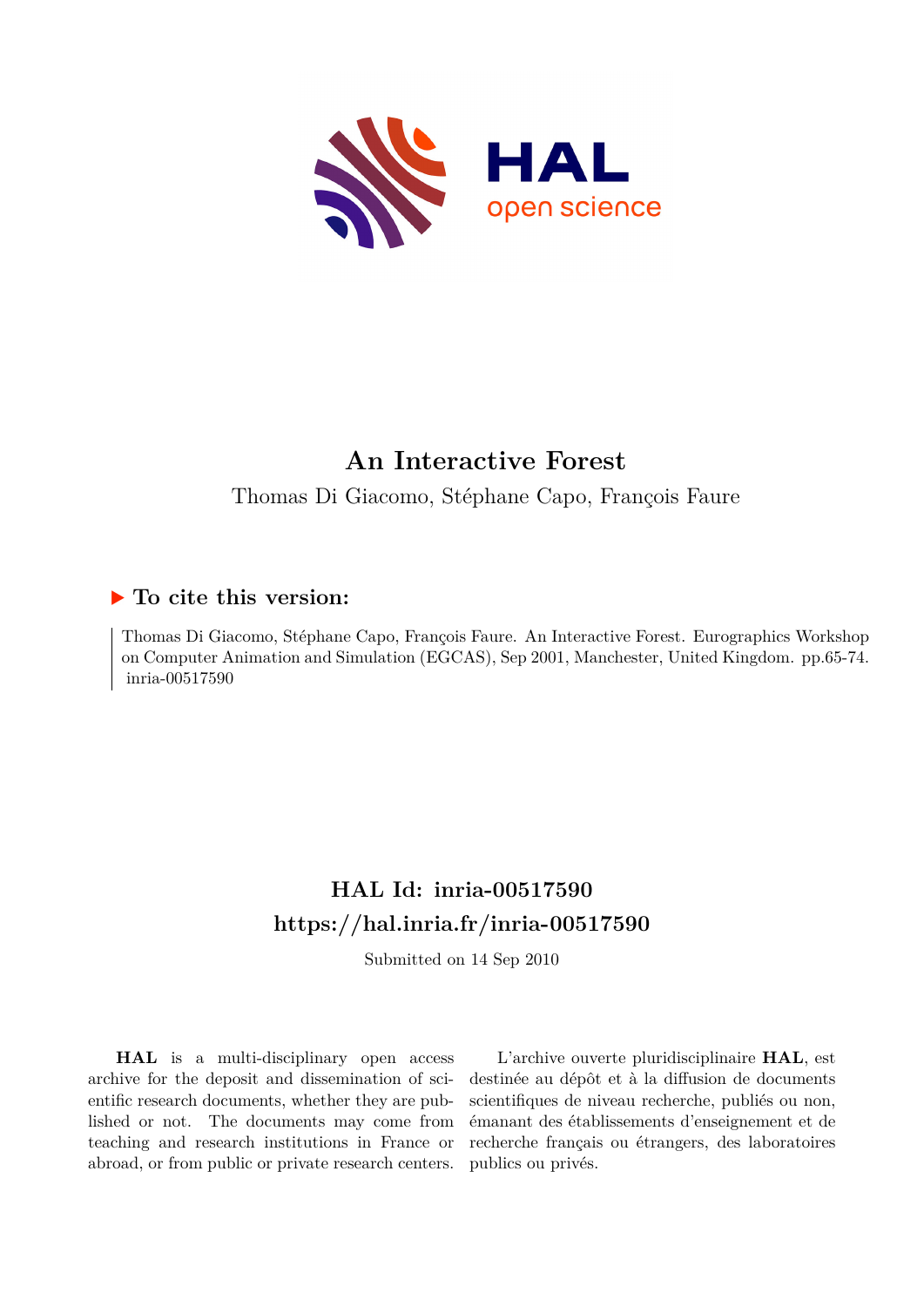# An Interactive Forest

Thomas Di Giacomo, Stéphane Capo, François Faure

## ▶ To cite this version:

Thomas Di Giacomo, Stéphane Capo, François Faure. An Interactive Forest. Eurographics Workshop on Computer Animation and Simulation (EGCAS), Sep 2001, Manchester, United Kingdom. pp.65-74. inria-00517590

## HAL Id: inria-00517590
## https://hal.inria.fr/inria-00517590

Submitted on 14 Sep 2010

**HAL** is a multi-disciplinary open access archive for the deposit and dissemination of scientific research documents, whether they are published or not. The documents may come from teaching and research institutions in France or abroad, or from public or private research centers.

L'archive ouverte pluridisciplinaire **HAL**, est destinée au dépôt et à la diffusion de documents scientifiques de niveau recherche, publiés ou non, émanant des établissements d'enseignement et de recherche français ou étrangers, des laboratoires publics ou privés.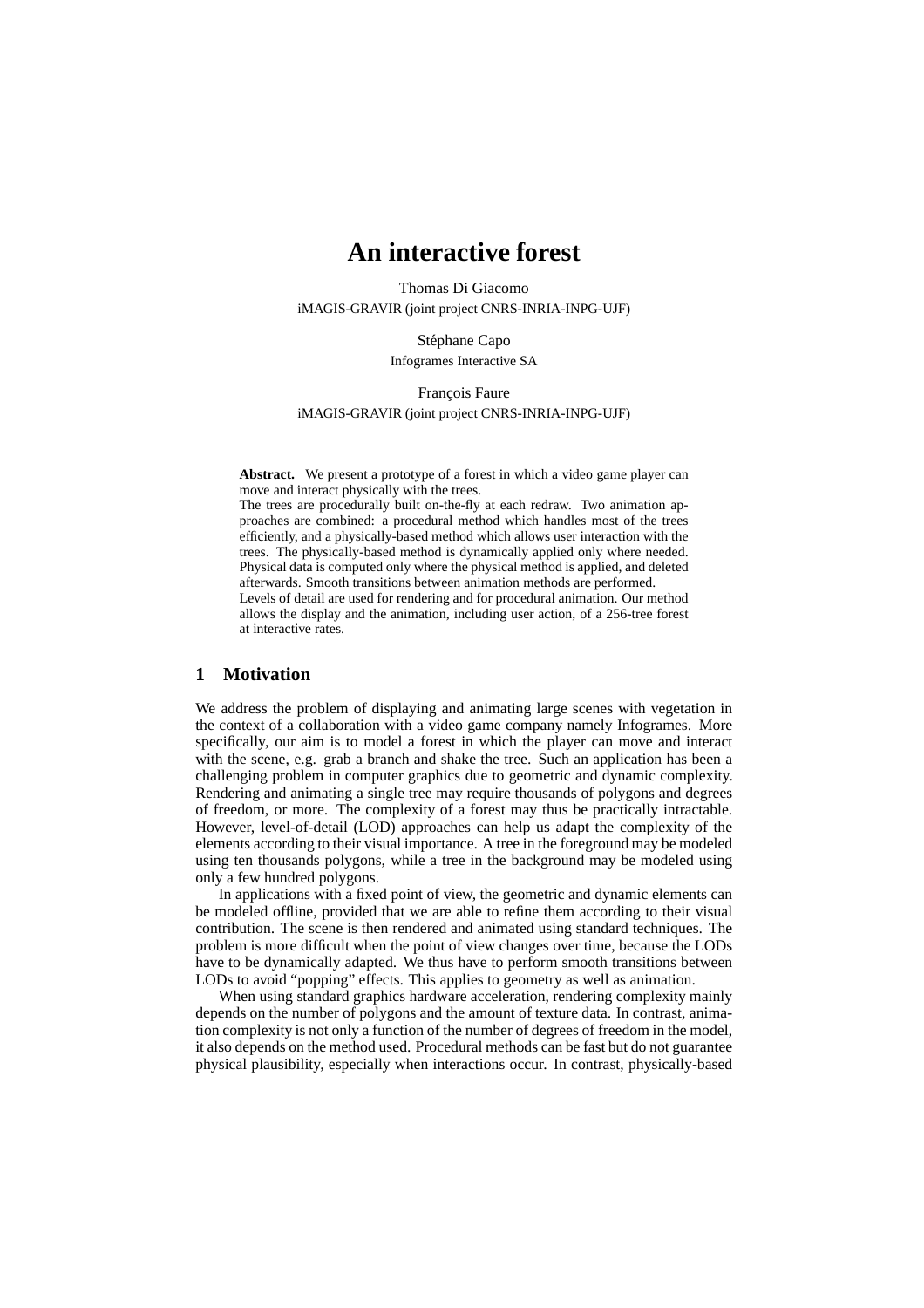# An interactive forest

Thomas Di Giacomo
iMAGIS-GRAVIR (joint project CNRS-INRIA-INPG-UJF)

Stéphane Capo
Infogrames Interactive SA

François Faure
iMAGIS-GRAVIR (joint project CNRS-INRIA-INPG-UJF)

**Abstract.** We present a prototype of a forest in which a video game player can move and interact physically with the trees.
The trees are procedurally built on-the-fly at each redraw. Two animation approaches are combined: a procedural method which handles most of the trees efficiently, and a physically-based method which allows user interaction with the trees. The physically-based method is dynamically applied only where needed. Physical data is computed only where the physical method is applied, and deleted afterwards. Smooth transitions between animation methods are performed.
Levels of detail are used for rendering and for procedural animation. Our method allows the display and the animation, including user action, of a 256-tree forest at interactive rates.

## 1 Motivation

We address the problem of displaying and animating large scenes with vegetation in the context of a collaboration with a video game company namely Infogrames. More specifically, our aim is to model a forest in which the player can move and interact with the scene, e.g. grab a branch and shake the tree. Such an application has been a challenging problem in computer graphics due to geometric and dynamic complexity. Rendering and animating a single tree may require thousands of polygons and degrees of freedom, or more. The complexity of a forest may thus be practically intractable. However, level-of-detail (LOD) approaches can help us adapt the complexity of the elements according to their visual importance. A tree in the foreground may be modeled using ten thousands polygons, while a tree in the background may be modeled using only a few hundred polygons.

In applications with a fixed point of view, the geometric and dynamic elements can be modeled offline, provided that we are able to refine them according to their visual contribution. The scene is then rendered and animated using standard techniques. The problem is more difficult when the point of view changes over time, because the LODs have to be dynamically adapted. We thus have to perform smooth transitions between LODs to avoid "popping" effects. This applies to geometry as well as animation.

When using standard graphics hardware acceleration, rendering complexity mainly depends on the number of polygons and the amount of texture data. In contrast, animation complexity is not only a function of the number of degrees of freedom in the model, it also depends on the method used. Procedural methods can be fast but do not guarantee physical plausibility, especially when interactions occur. In contrast, physically-based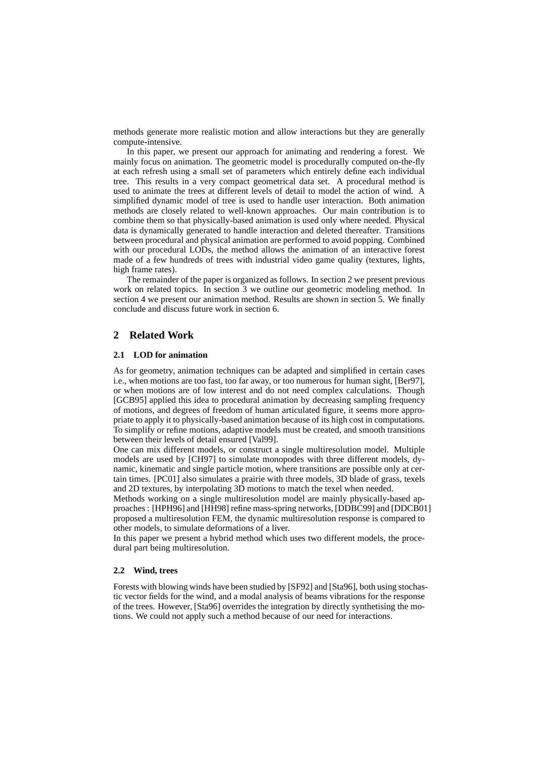methods generate more realistic motion and allow interactions but they are generally compute-intensive.

In this paper, we present our approach for animating and rendering a forest. We mainly focus on animation. The geometric model is procedurally computed on-the-fly at each refresh using a small set of parameters which entirely define each individual tree. This results in a very compact geometrical data set. A procedural method is used to animate the trees at different levels of detail to model the action of wind. A simplified dynamic model of tree is used to handle user interaction. Both animation methods are closely related to well-known approaches. Our main contribution is to combine them so that physically-based animation is used only where needed. Physical data is dynamically generated to handle interaction and deleted thereafter. Transitions between procedural and physical animation are performed to avoid popping. Combined with our procedural LODs, the method allows the animation of an interactive forest made of a few hundreds of trees with industrial video game quality (textures, lights, high frame rates).

The remainder of the paper is organized as follows. In section 2 we present previous work on related topics. In section 3 we outline our geometric modeling method. In section 4 we present our animation method. Results are shown in section 5. We finally conclude and discuss future work in section 6.

## 2 Related Work

### 2.1 LOD for animation

As for geometry, animation techniques can be adapted and simplified in certain cases i.e., when motions are too fast, too far away, or too numerous for human sight, [Ber97], or when motions are of low interest and do not need complex calculations. Though [GCB95] applied this idea to procedural animation by decreasing sampling frequency of motions, and degrees of freedom of human articulated figure, it seems more appropriate to apply it to physically-based animation because of its high cost in computations. To simplify or refine motions, adaptive models must be created, and smooth transitions between their levels of detail ensured [Val99].

One can mix different models, or construct a single multiresolution model. Multiple models are used by [CH97] to simulate monopodes with three different models, dynamic, kinematic and single particle motion, where transitions are possible only at certain times. [PC01] also simulates a prairie with three models, 3D blade of grass, texels and 2D textures, by interpolating 3D motions to match the texel when needed.

Methods working on a single multiresolution model are mainly physically-based approaches : [HPH96] and [HH98] refine mass-spring networks, [DDBC99] and [DDCB01] proposed a multiresolution FEM, the dynamic multiresolution response is compared to other models, to simulate deformations of a liver.

In this paper we present a hybrid method which uses two different models, the procedural part being multiresolution.

### 2.2 Wind, trees

Forests with blowing winds have been studied by [SF92] and [Sta96], both using stochastic vector fields for the wind, and a modal analysis of beams vibrations for the response of the trees. However, [Sta96] overrides the integration by directly synthetising the motions. We could not apply such a method because of our need for interactions.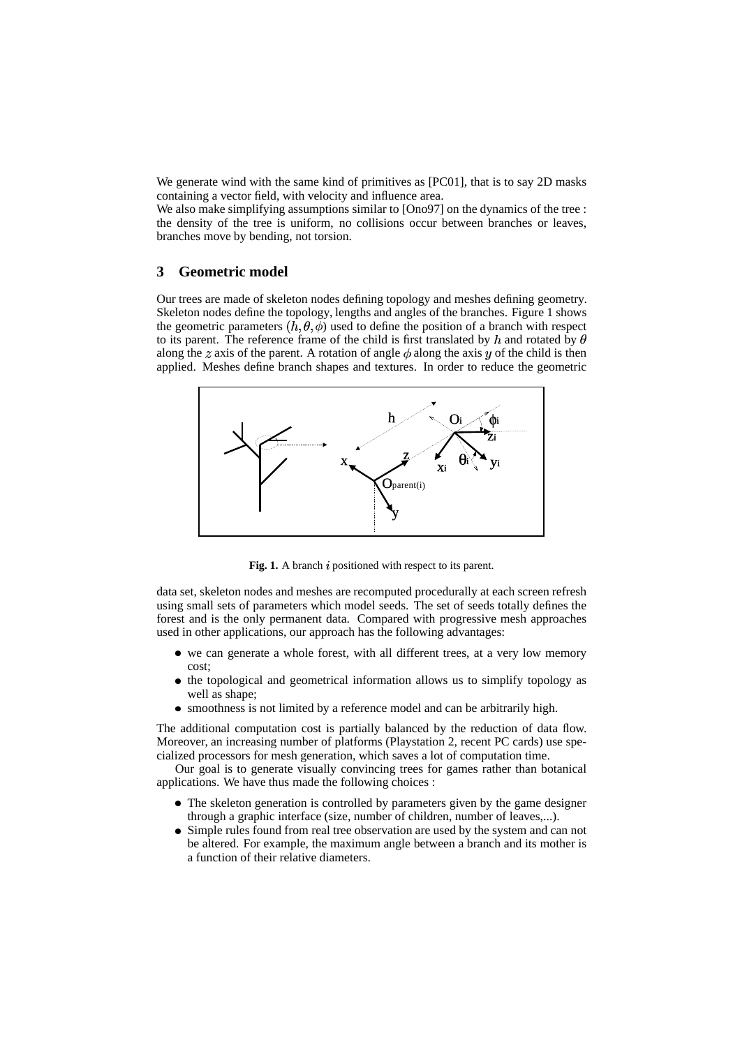We generate wind with the same kind of primitives as [PC01], that is to say 2D masks containing a vector field, with velocity and influence area.
We also make simplifying assumptions similar to [Ono97] on the dynamics of the tree : the density of the tree is uniform, no collisions occur between branches or leaves, branches move by bending, not torsion.

## 3 Geometric model

Our trees are made of skeleton nodes defining topology and meshes defining geometry. Skeleton nodes define the topology, lengths and angles of the branches. Figure 1 shows the geometric parameters $(h, \theta, \phi)$ used to define the position of a branch with respect to its parent. The reference frame of the child is first translated by $h$ and rotated by $\theta$ along the $z$ axis of the parent. A rotation of angle $\phi$ along the axis $y$ of the child is then applied. Meshes define branch shapes and textures. In order to reduce the geometric data set, skeleton nodes and meshes are recomputed procedurally at each screen refresh using small sets of parameters which model seeds. The set of seeds totally defines the forest and is the only permanent data. Compared with progressive mesh approaches used in other applications, our approach has the following advantages:

**Fig. 1.** A branch $i$ positioned with respect to its parent.

- we can generate a whole forest, with all different trees, at a very low memory cost;
- the topological and geometrical information allows us to simplify topology as well as shape;
- smoothness is not limited by a reference model and can be arbitrarily high.

The additional computation cost is partially balanced by the reduction of data flow. Moreover, an increasing number of platforms (Playstation 2, recent PC cards) use specialized processors for mesh generation, which saves a lot of computation time.

Our goal is to generate visually convincing trees for games rather than botanical applications. We have thus made the following choices :

- The skeleton generation is controlled by parameters given by the game designer through a graphic interface (size, number of children, number of leaves,...).
- Simple rules found from real tree observation are used by the system and can not be altered. For example, the maximum angle between a branch and its mother is a function of their relative diameters.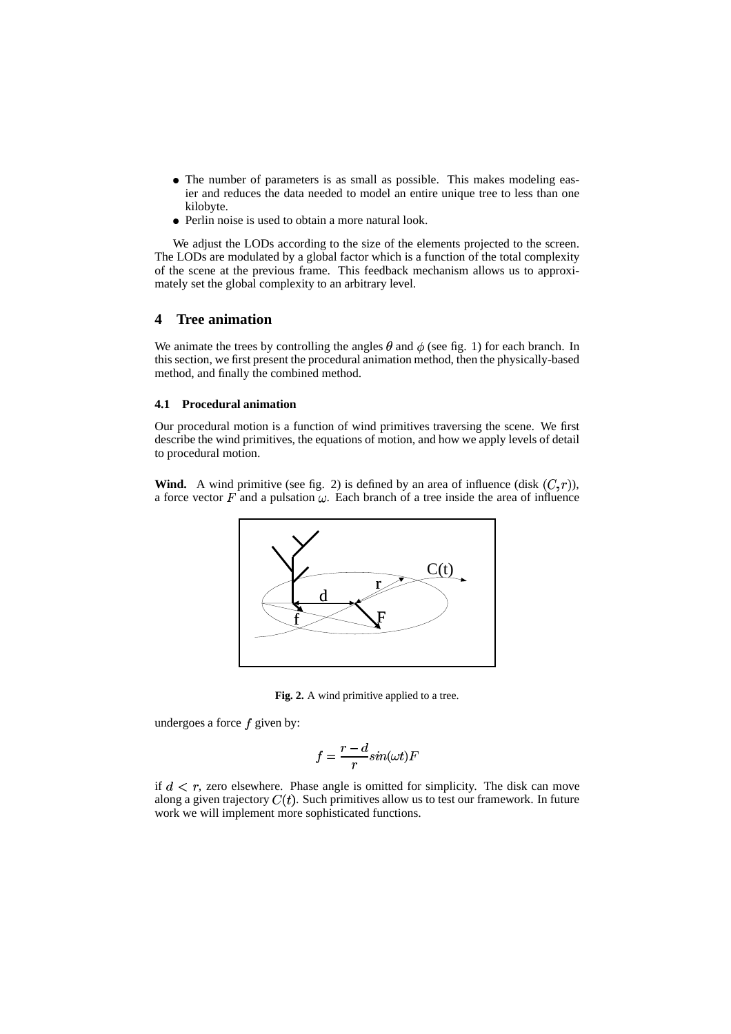- The number of parameters is as small as possible. This makes modeling easier and reduces the data needed to model an entire unique tree to less than one kilobyte.
- Perlin noise is used to obtain a more natural look.

We adjust the LODs according to the size of the elements projected to the screen. The LODs are modulated by a global factor which is a function of the total complexity of the scene at the previous frame. This feedback mechanism allows us to approximately set the global complexity to an arbitrary level.

## 4 Tree animation

We animate the trees by controlling the angles $\theta$ and $\phi$ (see fig. 1) for each branch. In this section, we first present the procedural animation method, then the physically-based method, and finally the combined method.

### 4.1 Procedural animation

Our procedural motion is a function of wind primitives traversing the scene. We first describe the wind primitives, the equations of motion, and how we apply levels of detail to procedural motion.

**Wind.** A wind primitive (see fig. 2) is defined by an area of influence (disk $(C, r)$), a force vector $F$ and a pulsation $\omega$. Each branch of a tree inside the area of influence

**Fig. 2.** A wind primitive applied to a tree.

undergoes a force $f$ given by:

$$f = \frac{r - d}{r} sin(\omega t) F$$

if $d < r$, zero elsewhere. Phase angle is omitted for simplicity. The disk can move along a given trajectory $C(t)$. Such primitives allow us to test our framework. In future work we will implement more sophisticated functions.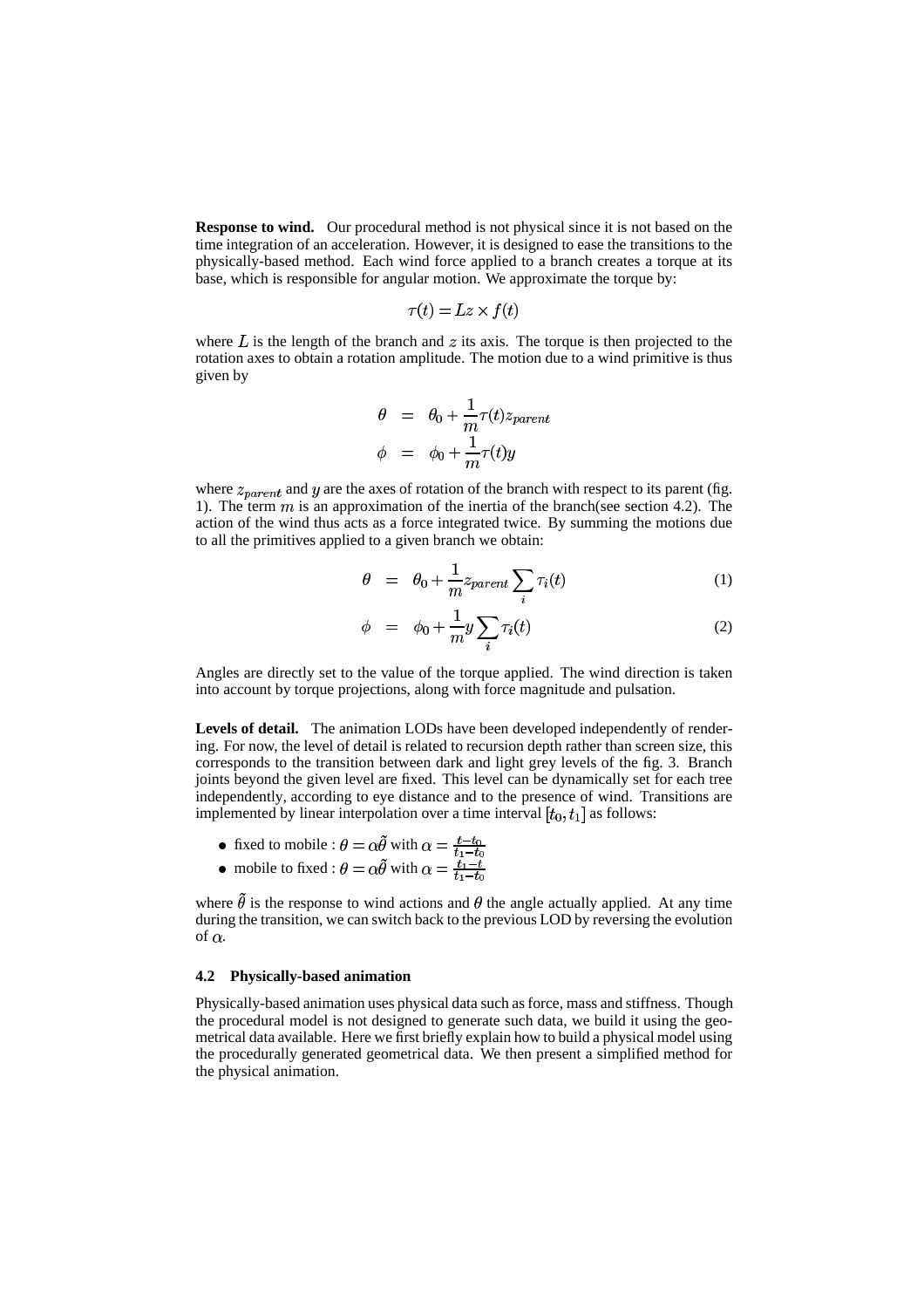**Response to wind.** Our procedural method is not physical since it is not based on the time integration of an acceleration. However, it is designed to ease the transitions to the physically-based method. Each wind force applied to a branch creates a torque at its base, which is responsible for angular motion. We approximate the torque by:

$$\tau(t) = Lz \times f(t)$$

where $L$ is the length of the branch and $z$ its axis. The torque is then projected to the rotation axes to obtain a rotation amplitude. The motion due to a wind primitive is thus given by

$$\begin{aligned}
\theta &= \theta_0 + \frac{1}{m}\tau(t) z_{parent} \\
\phi &= \phi_0 + \frac{1}{m}\tau(t) y
\end{aligned}$$

where $z_{parent}$ and $y$ are the axes of rotation of the branch with respect to its parent (fig. 1). The term $m$ is an approximation of the inertia of the branch(see section 4.2). The action of the wind thus acts as a force integrated twice. By summing the motions due to all the primitives applied to a given branch we obtain:

$$\theta = \theta_0 + \frac{1}{m} z_{parent} \sum_i \tau_i(t) \tag{1}$$

$$\phi = \phi_0 + \frac{1}{m} y \sum_i \tau_i(t) \tag{2}$$

Angles are directly set to the value of the torque applied. The wind direction is taken into account by torque projections, along with force magnitude and pulsation.

**Levels of detail.** The animation LODs have been developed independently of rendering. For now, the level of detail is related to recursion depth rather than screen size, this corresponds to the transition between dark and light grey levels of the fig. 3. Branch joints beyond the given level are fixed. This level can be dynamically set for each tree independently, according to eye distance and to the presence of wind. Transitions are implemented by linear interpolation over a time interval $[t_0, t_1]$ as follows:

- fixed to mobile : $\theta = \alpha\tilde{\theta}$ with $\alpha = \frac{t - t_0}{t_1 - t_0}$
- mobile to fixed : $\theta = \alpha\tilde{\theta}$ with $\alpha = \frac{t_1 - t}{t_1 - t_0}$

where $\tilde{\theta}$ is the response to wind actions and $\theta$ the angle actually applied. At any time during the transition, we can switch back to the previous LOD by reversing the evolution of $\alpha$.

### 4.2 Physically-based animation

Physically-based animation uses physical data such as force, mass and stiffness. Though the procedural model is not designed to generate such data, we build it using the geometrical data available. Here we first briefly explain how to build a physical model using the procedurally generated geometrical data. We then present a simplified method for the physical animation.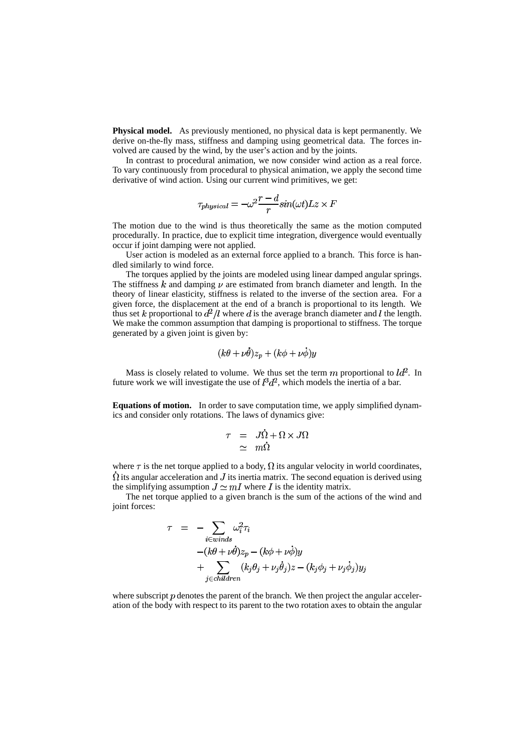**Physical model.** As previously mentioned, no physical data is kept permanently. We derive on-the-fly mass, stiffness and damping using geometrical data. The forces involved are caused by the wind, by the user's action and by the joints.

In contrast to procedural animation, we now consider wind action as a real force. To vary continuously from procedural to physical animation, we apply the second time derivative of wind action. Using our current wind primitives, we get:

$$\tau_{physical} = -\omega^2 \frac{r-d}{r} sin(\omega t) Lz \times F$$

The motion due to the wind is thus theoretically the same as the motion computed procedurally. In practice, due to explicit time integration, divergence would eventually occur if joint damping were not applied.

User action is modeled as an external force applied to a branch. This force is handled similarly to wind force.

The torques applied by the joints are modeled using linear damped angular springs. The stiffness $k$ and damping $\nu$ are estimated from branch diameter and length. In the theory of linear elasticity, stiffness is related to the inverse of the section area. For a given force, the displacement at the end of a branch is proportional to its length. We thus set $k$ proportional to $d^2/l$ where $d$ is the average branch diameter and $l$ the length. We make the common assumption that damping is proportional to stiffness. The torque generated by a given joint is given by:

$$(k\theta + \nu\dot{\theta})z_p + (k\phi + \nu\dot{\phi})y$$

Mass is closely related to volume. We thus set the term $m$ proportional to $ld^2$. In future work we will investigate the use of $l^3d^2$, which models the inertia of a bar.

**Equations of motion.** In order to save computation time, we apply simplified dynamics and consider only rotations. The laws of dynamics give:

$$\begin{aligned} \tau &= J\dot{\Omega} + \Omega \times J\Omega \\ &\simeq m\dot{\Omega} \end{aligned}$$

where $\tau$ is the net torque applied to a body, $\Omega$ its angular velocity in world coordinates, $\dot{\Omega}$ its angular acceleration and $J$ its inertia matrix. The second equation is derived using the simplifying assumption $J \simeq mI$ where $I$ is the identity matrix.

The net torque applied to a given branch is the sum of the actions of the wind and joint forces:

$$\begin{aligned} \tau = & -\sum_{i \in winds} \omega_i^2 \tau_i \\ & -(k\theta + \nu\dot{\theta})z_p - (k\phi + \nu\dot{\phi})y \\ & + \sum_{j \in children} (k_j\theta_j + \nu_j\dot{\theta}_j)z - (k_j\phi_j + \nu_j\dot{\phi}_j)y_j \end{aligned}$$

where subscript $p$ denotes the parent of the branch. We then project the angular acceleration of the body with respect to its parent to the two rotation axes to obtain the angular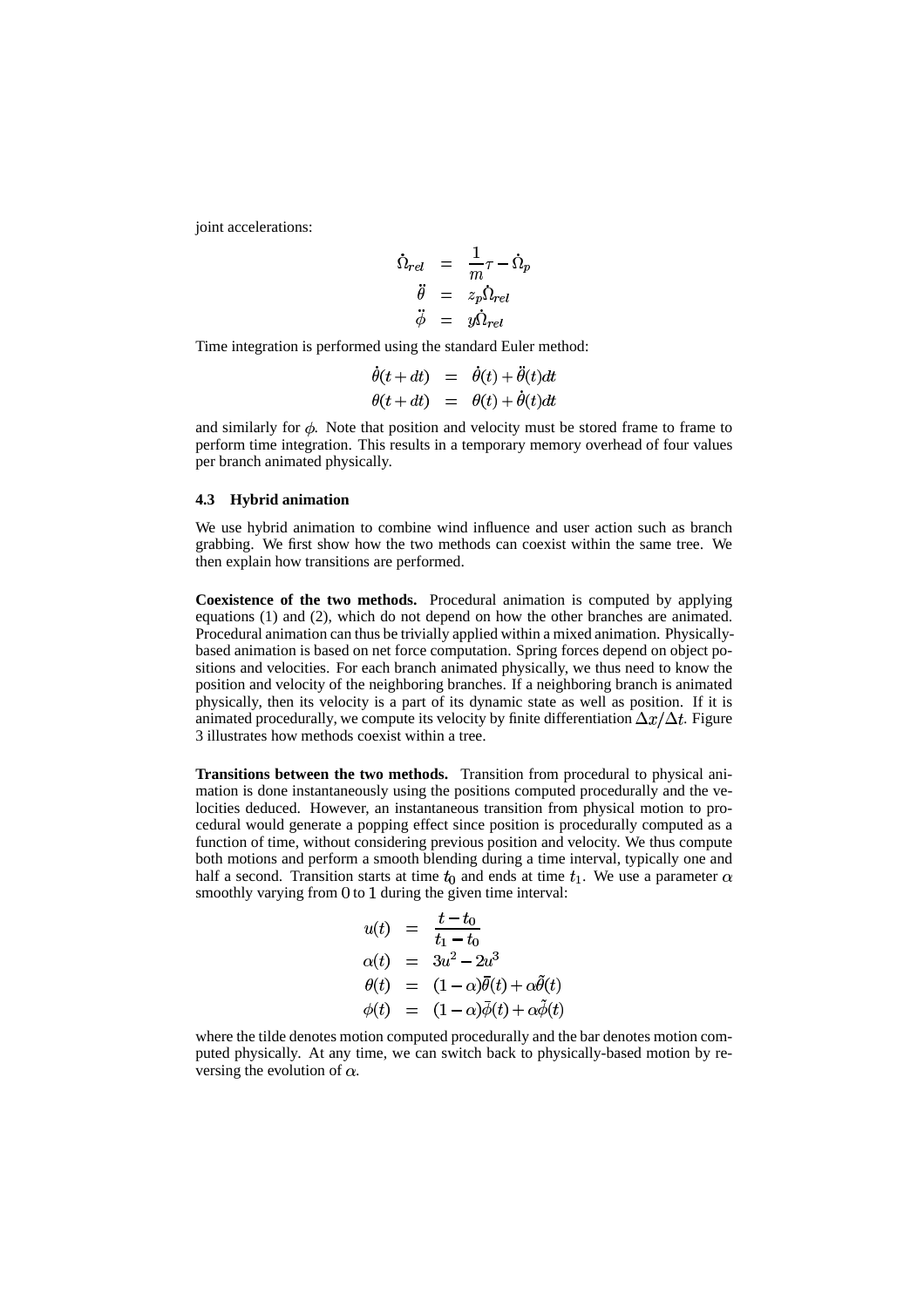joint accelerations:

$$
\begin{aligned}
\dot{\Omega}_{rel} &= \frac{1}{m}\tau - \dot{\Omega}_p \\
\ddot{\theta} &= z_p \dot{\Omega}_{rel} \\
\ddot{\phi} &= y \dot{\Omega}_{rel}
\end{aligned}
$$

Time integration is performed using the standard Euler method:

$$
\begin{aligned}
\dot{\theta}(t+dt) &= \dot{\theta}(t) + \ddot{\theta}(t)dt \\
\theta(t+dt) &= \theta(t) + \dot{\theta}(t)dt
\end{aligned}
$$

and similarly for $\phi$. Note that position and velocity must be stored frame to frame to perform time integration. This results in a temporary memory overhead of four values per branch animated physically.

### 4.3 Hybrid animation

We use hybrid animation to combine wind influence and user action such as branch grabbing. We first show how the two methods can coexist within the same tree. We then explain how transitions are performed.

**Coexistence of the two methods.** Procedural animation is computed by applying equations (1) and (2), which do not depend on how the other branches are animated. Procedural animation can thus be trivially applied within a mixed animation. Physically-based animation is based on net force computation. Spring forces depend on object positions and velocities. For each branch animated physically, we thus need to know the position and velocity of the neighboring branches. If a neighboring branch is animated physically, then its velocity is a part of its dynamic state as well as position. If it is animated procedurally, we compute its velocity by finite differentiation $\Delta x/\Delta t$. Figure 3 illustrates how methods coexist within a tree.

**Transitions between the two methods.** Transition from procedural to physical animation is done instantaneously using the positions computed procedurally and the velocities deduced. However, an instantaneous transition from physical motion to procedural would generate a popping effect since position is procedurally computed as a function of time, without considering previous position and velocity. We thus compute both motions and perform a smooth blending during a time interval, typically one and half a second. Transition starts at time $t_0$ and ends at time $t_1$. We use a parameter $\alpha$ smoothly varying from $0$ to $1$ during the given time interval:

$$
\begin{aligned}
u(t) &= \frac{t - t_0}{t_1 - t_0} \\
\alpha(t) &= 3u^2 - 2u^3 \\
\theta(t) &= (1-\alpha)\bar{\theta}(t) + \alpha\tilde{\theta}(t) \\
\phi(t) &= (1-\alpha)\bar{\phi}(t) + \alpha\tilde{\phi}(t)
\end{aligned}
$$

where the tilde denotes motion computed procedurally and the bar denotes motion computed physically. At any time, we can switch back to physically-based motion by reversing the evolution of $\alpha$.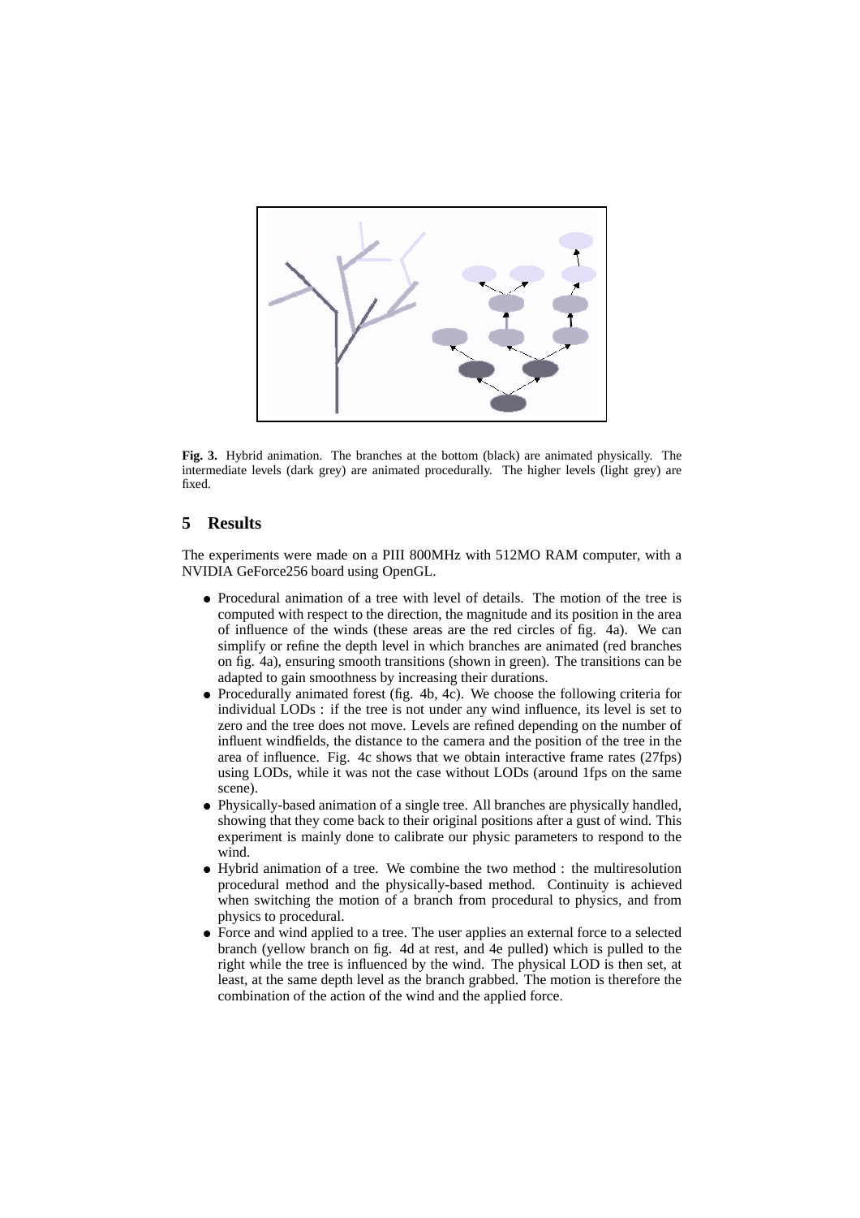**Fig. 3.** Hybrid animation. The branches at the bottom (black) are animated physically. The intermediate levels (dark grey) are animated procedurally. The higher levels (light grey) are fixed.

## 5 Results

The experiments were made on a PIII 800MHz with 512MO RAM computer, with a NVIDIA GeForce256 board using OpenGL.

- Procedural animation of a tree with level of details. The motion of the tree is computed with respect to the direction, the magnitude and its position in the area of influence of the winds (these areas are the red circles of fig. 4a). We can simplify or refine the depth level in which branches are animated (red branches on fig. 4a), ensuring smooth transitions (shown in green). The transitions can be adapted to gain smoothness by increasing their durations.
- Procedurally animated forest (fig. 4b, 4c). We choose the following criteria for individual LODs : if the tree is not under any wind influence, its level is set to zero and the tree does not move. Levels are refined depending on the number of influent windfields, the distance to the camera and the position of the tree in the area of influence. Fig. 4c shows that we obtain interactive frame rates (27fps) using LODs, while it was not the case without LODs (around 1fps on the same scene).
- Physically-based animation of a single tree. All branches are physically handled, showing that they come back to their original positions after a gust of wind. This experiment is mainly done to calibrate our physic parameters to respond to the wind.
- Hybrid animation of a tree. We combine the two method : the multiresolution procedural method and the physically-based method. Continuity is achieved when switching the motion of a branch from procedural to physics, and from physics to procedural.
- Force and wind applied to a tree. The user applies an external force to a selected branch (yellow branch on fig. 4d at rest, and 4e pulled) which is pulled to the right while the tree is influenced by the wind. The physical LOD is then set, at least, at the same depth level as the branch grabbed. The motion is therefore the combination of the action of the wind and the applied force.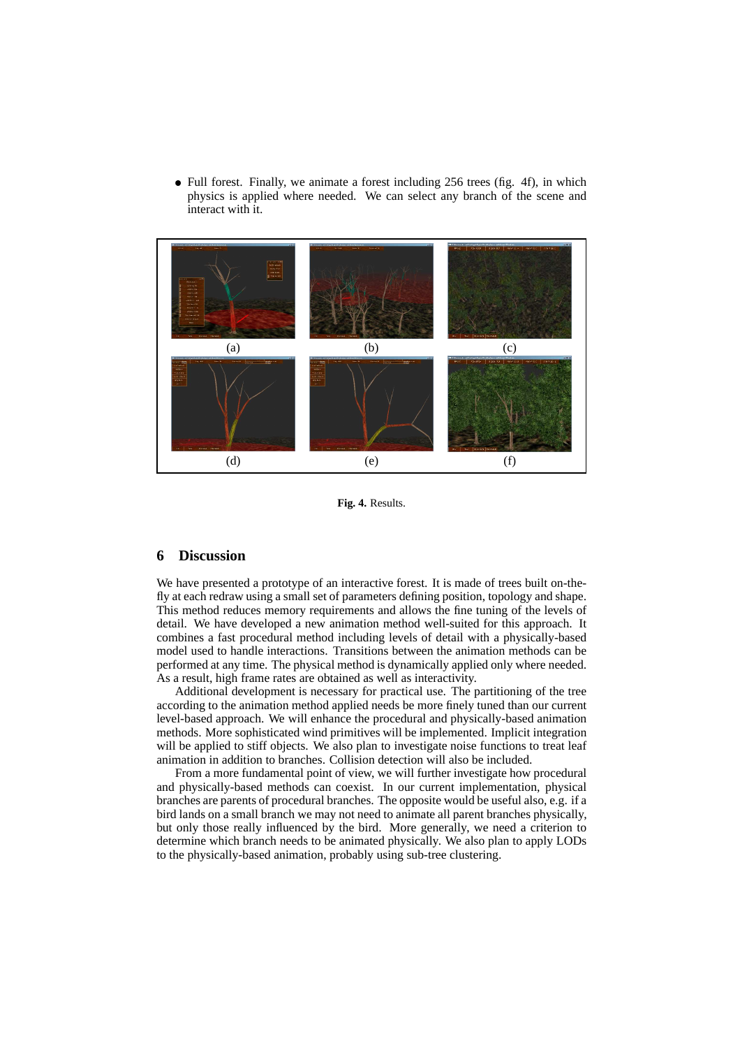- Full forest. Finally, we animate a forest including 256 trees (fig. 4f), in which physics is applied where needed. We can select any branch of the scene and interact with it.

(a) (b) (c)

(d) (e) (f)

**Fig. 4.** Results.

## 6 Discussion

We have presented a prototype of an interactive forest. It is made of trees built on-the-fly at each redraw using a small set of parameters defining position, topology and shape. This method reduces memory requirements and allows the fine tuning of the levels of detail. We have developed a new animation method well-suited for this approach. It combines a fast procedural method including levels of detail with a physically-based model used to handle interactions. Transitions between the animation methods can be performed at any time. The physical method is dynamically applied only where needed. As a result, high frame rates are obtained as well as interactivity.

Additional development is necessary for practical use. The partitioning of the tree according to the animation method applied needs be more finely tuned than our current level-based approach. We will enhance the procedural and physically-based animation methods. More sophisticated wind primitives will be implemented. Implicit integration will be applied to stiff objects. We also plan to investigate noise functions to treat leaf animation in addition to branches. Collision detection will also be included.

From a more fundamental point of view, we will further investigate how procedural and physically-based methods can coexist. In our current implementation, physical branches are parents of procedural branches. The opposite would be useful also, e.g. if a bird lands on a small branch we may not need to animate all parent branches physically, but only those really influenced by the bird. More generally, we need a criterion to determine which branch needs to be animated physically. We also plan to apply LODs to the physically-based animation, probably using sub-tree clustering.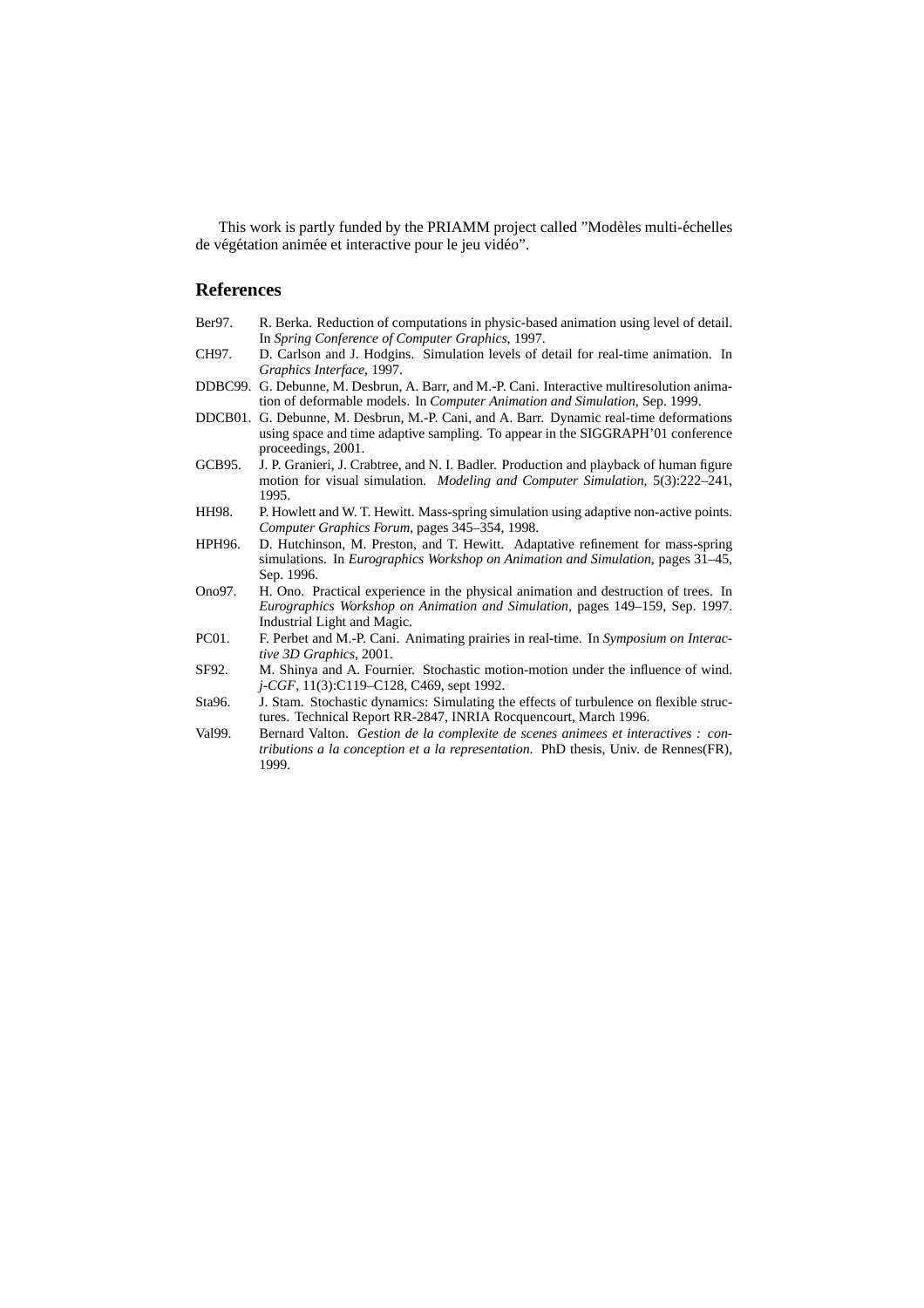This work is partly funded by the PRIAMM project called ”Modèles multi-échelles de végétation animée et interactive pour le jeu vidéo”.

## References

- Ber97. R. Berka. Reduction of computations in physic-based animation using level of detail. In *Spring Conference of Computer Graphics*, 1997.
- CH97. D. Carlson and J. Hodgins. Simulation levels of detail for real-time animation. In *Graphics Interface*, 1997.
- DDBC99. G. Debunne, M. Desbrun, A. Barr, and M.-P. Cani. Interactive multiresolution animation of deformable models. In *Computer Animation and Simulation*, Sep. 1999.
- DDCB01. G. Debunne, M. Desbrun, M.-P. Cani, and A. Barr. Dynamic real-time deformations using space and time adaptive sampling. To appear in the SIGGRAPH'01 conference proceedings, 2001.
- GCB95. J. P. Granieri, J. Crabtree, and N. I. Badler. Production and playback of human figure motion for visual simulation. *Modeling and Computer Simulation*, 5(3):222–241, 1995.
- HH98. P. Howlett and W. T. Hewitt. Mass-spring simulation using adaptive non-active points. *Computer Graphics Forum*, pages 345–354, 1998.
- HPH96. D. Hutchinson, M. Preston, and T. Hewitt. Adaptative refinement for mass-spring simulations. In *Eurographics Workshop on Animation and Simulation*, pages 31–45, Sep. 1996.
- Ono97. H. Ono. Practical experience in the physical animation and destruction of trees. In *Eurographics Workshop on Animation and Simulation*, pages 149–159, Sep. 1997. Industrial Light and Magic.
- PC01. F. Perbet and M.-P. Cani. Animating prairies in real-time. In *Symposium on Interactive 3D Graphics*, 2001.
- SF92. M. Shinya and A. Fournier. Stochastic motion-motion under the influence of wind. *j-CGF*, 11(3):C119–C128, C469, sept 1992.
- Sta96. J. Stam. Stochastic dynamics: Simulating the effects of turbulence on flexible structures. Technical Report RR-2847, INRIA Rocquencourt, March 1996.
- Val99. Bernard Valton. *Gestion de la complexite de scenes animees et interactives : contributions a la conception et a la representation.* PhD thesis, Univ. de Rennes(FR), 1999.